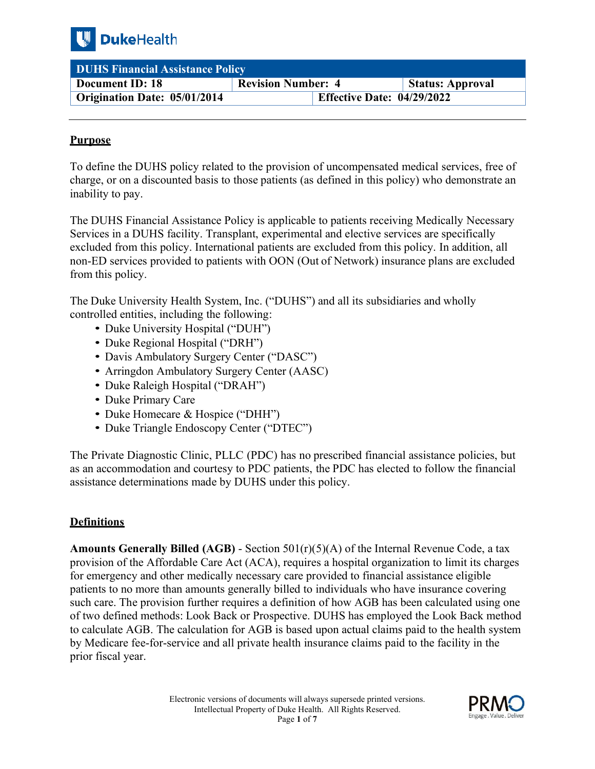| DUHS Financial Assistance Policy | | |
|---|---|---|
| **Document ID: 18** | **Revision Number: 4** | **Status: Approval** |
| **Origination Date: 05/01/2014** | **Effective Date: 04/29/2022** | |

## Purpose

To define the DUHS policy related to the provision of uncompensated medical services, free of charge, or on a discounted basis to those patients (as defined in this policy) who demonstrate an inability to pay.

The DUHS Financial Assistance Policy is applicable to patients receiving Medically Necessary Services in a DUHS facility. Transplant, experimental and elective services are specifically excluded from this policy. International patients are excluded from this policy. In addition, all non-ED services provided to patients with OON (Out of Network) insurance plans are excluded from this policy.

The Duke University Health System, Inc. ("DUHS") and all its subsidiaries and wholly controlled entities, including the following:

- Duke University Hospital ("DUH")
- Duke Regional Hospital ("DRH")
- Davis Ambulatory Surgery Center ("DASC")
- Arringdon Ambulatory Surgery Center (AASC)
- Duke Raleigh Hospital ("DRAH")
- Duke Primary Care
- Duke Homecare & Hospice ("DHH")
- Duke Triangle Endoscopy Center ("DTEC")

The Private Diagnostic Clinic, PLLC (PDC) has no prescribed financial assistance policies, but as an accommodation and courtesy to PDC patients, the PDC has elected to follow the financial assistance determinations made by DUHS under this policy.

## Definitions

**Amounts Generally Billed (AGB)** - Section 501(r)(5)(A) of the Internal Revenue Code, a tax provision of the Affordable Care Act (ACA), requires a hospital organization to limit its charges for emergency and other medically necessary care provided to financial assistance eligible patients to no more than amounts generally billed to individuals who have insurance covering such care. The provision further requires a definition of how AGB has been calculated using one of two defined methods: Look Back or Prospective. DUHS has employed the Look Back method to calculate AGB. The calculation for AGB is based upon actual claims paid to the health system by Medicare fee-for-service and all private health insurance claims paid to the facility in the prior fiscal year.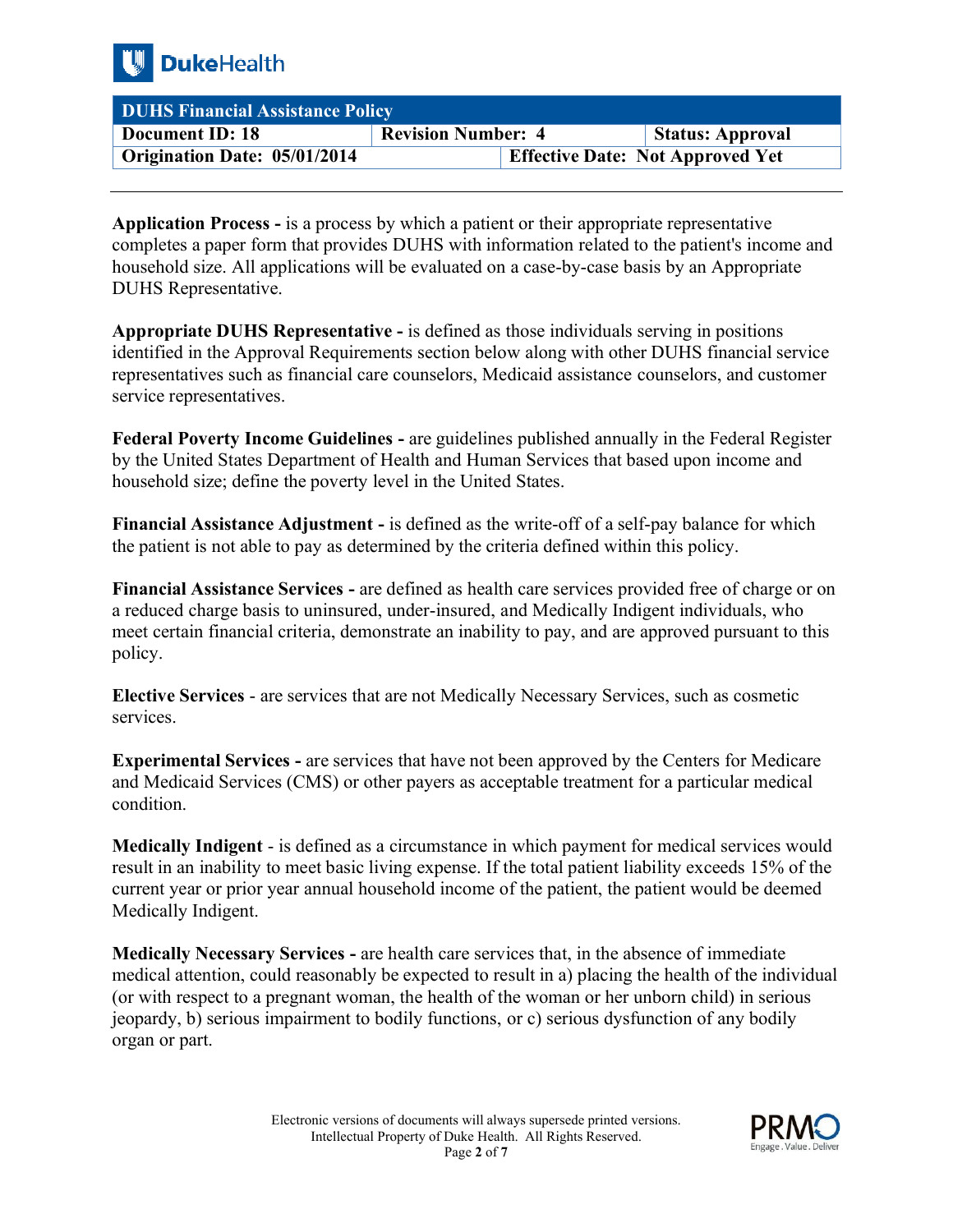**Application Process -** is a process by which a patient or their appropriate representative completes a paper form that provides DUHS with information related to the patient's income and household size. All applications will be evaluated on a case-by-case basis by an Appropriate DUHS Representative.

**Appropriate DUHS Representative -** is defined as those individuals serving in positions identified in the Approval Requirements section below along with other DUHS financial service representatives such as financial care counselors, Medicaid assistance counselors, and customer service representatives.

**Federal Poverty Income Guidelines -** are guidelines published annually in the Federal Register by the United States Department of Health and Human Services that based upon income and household size; define the poverty level in the United States.

**Financial Assistance Adjustment -** is defined as the write-off of a self-pay balance for which the patient is not able to pay as determined by the criteria defined within this policy.

**Financial Assistance Services -** are defined as health care services provided free of charge or on a reduced charge basis to uninsured, under-insured, and Medically Indigent individuals, who meet certain financial criteria, demonstrate an inability to pay, and are approved pursuant to this policy.

**Elective Services** - are services that are not Medically Necessary Services, such as cosmetic services.

**Experimental Services -** are services that have not been approved by the Centers for Medicare and Medicaid Services (CMS) or other payers as acceptable treatment for a particular medical condition.

**Medically Indigent** - is defined as a circumstance in which payment for medical services would result in an inability to meet basic living expense. If the total patient liability exceeds 15% of the current year or prior year annual household income of the patient, the patient would be deemed Medically Indigent.

**Medically Necessary Services -** are health care services that, in the absence of immediate medical attention, could reasonably be expected to result in a) placing the health of the individual (or with respect to a pregnant woman, the health of the woman or her unborn child) in serious jeopardy, b) serious impairment to bodily functions, or c) serious dysfunction of any bodily organ or part.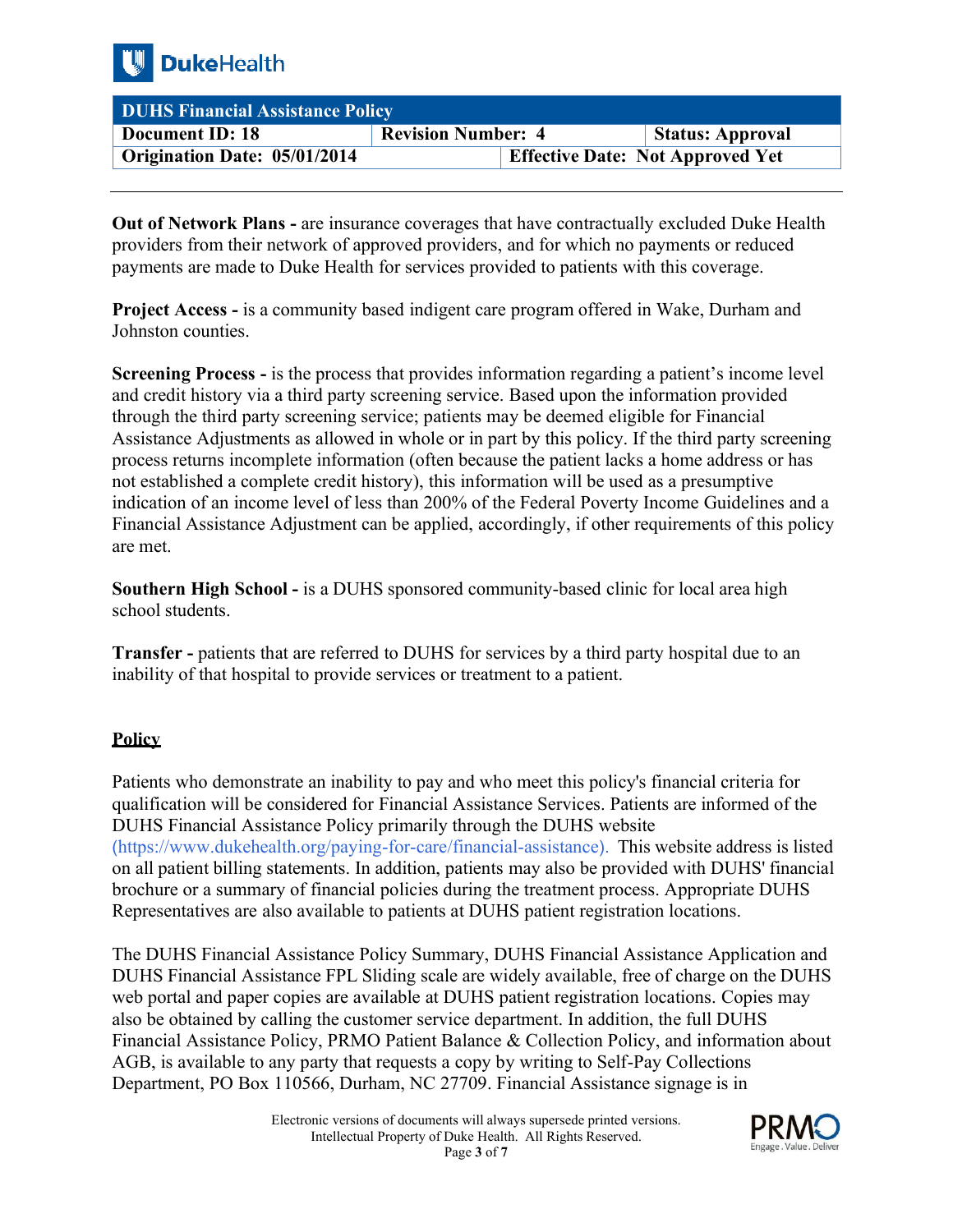**Out of Network Plans -** are insurance coverages that have contractually excluded Duke Health providers from their network of approved providers, and for which no payments or reduced payments are made to Duke Health for services provided to patients with this coverage.

**Project Access -** is a community based indigent care program offered in Wake, Durham and Johnston counties.

**Screening Process -** is the process that provides information regarding a patient's income level and credit history via a third party screening service. Based upon the information provided through the third party screening service; patients may be deemed eligible for Financial Assistance Adjustments as allowed in whole or in part by this policy. If the third party screening process returns incomplete information (often because the patient lacks a home address or has not established a complete credit history), this information will be used as a presumptive indication of an income level of less than 200% of the Federal Poverty Income Guidelines and a Financial Assistance Adjustment can be applied, accordingly, if other requirements of this policy are met.

**Southern High School -** is a DUHS sponsored community-based clinic for local area high school students.

**Transfer -** patients that are referred to DUHS for services by a third party hospital due to an inability of that hospital to provide services or treatment to a patient.

## Policy

Patients who demonstrate an inability to pay and who meet this policy's financial criteria for qualification will be considered for Financial Assistance Services. Patients are informed of the DUHS Financial Assistance Policy primarily through the DUHS website (https://www.dukehealth.org/paying-for-care/financial-assistance). This website address is listed on all patient billing statements. In addition, patients may also be provided with DUHS' financial brochure or a summary of financial policies during the treatment process. Appropriate DUHS Representatives are also available to patients at DUHS patient registration locations.

The DUHS Financial Assistance Policy Summary, DUHS Financial Assistance Application and DUHS Financial Assistance FPL Sliding scale are widely available, free of charge on the DUHS web portal and paper copies are available at DUHS patient registration locations. Copies may also be obtained by calling the customer service department. In addition, the full DUHS Financial Assistance Policy, PRMO Patient Balance & Collection Policy, and information about AGB, is available to any party that requests a copy by writing to Self-Pay Collections Department, PO Box 110566, Durham, NC 27709. Financial Assistance signage is in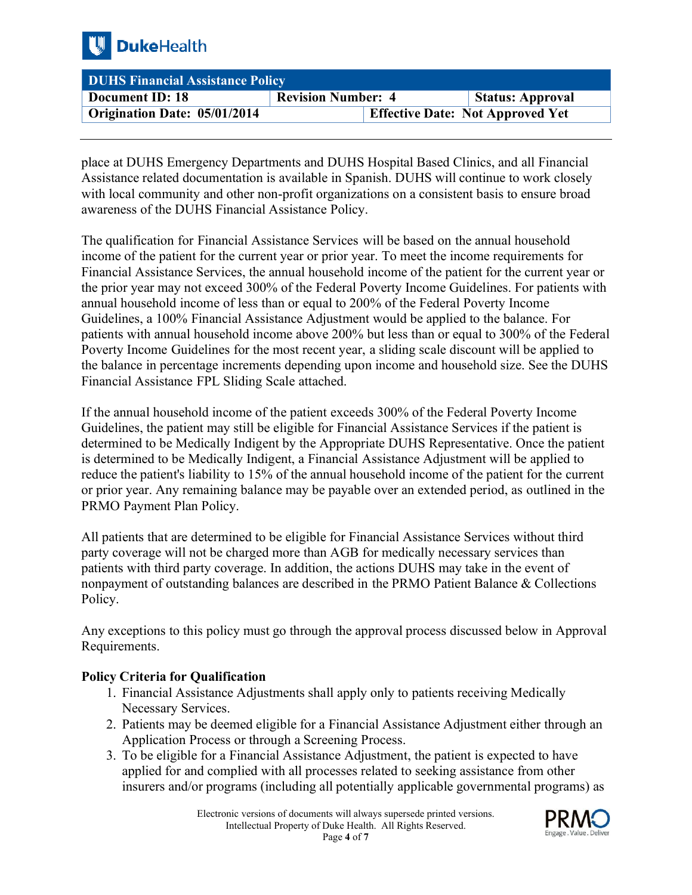place at DUHS Emergency Departments and DUHS Hospital Based Clinics, and all Financial Assistance related documentation is available in Spanish. DUHS will continue to work closely with local community and other non-profit organizations on a consistent basis to ensure broad awareness of the DUHS Financial Assistance Policy.

The qualification for Financial Assistance Services will be based on the annual household income of the patient for the current year or prior year. To meet the income requirements for Financial Assistance Services, the annual household income of the patient for the current year or the prior year may not exceed 300% of the Federal Poverty Income Guidelines. For patients with annual household income of less than or equal to 200% of the Federal Poverty Income Guidelines, a 100% Financial Assistance Adjustment would be applied to the balance. For patients with annual household income above 200% but less than or equal to 300% of the Federal Poverty Income Guidelines for the most recent year, a sliding scale discount will be applied to the balance in percentage increments depending upon income and household size. See the DUHS Financial Assistance FPL Sliding Scale attached.

If the annual household income of the patient exceeds 300% of the Federal Poverty Income Guidelines, the patient may still be eligible for Financial Assistance Services if the patient is determined to be Medically Indigent by the Appropriate DUHS Representative. Once the patient is determined to be Medically Indigent, a Financial Assistance Adjustment will be applied to reduce the patient's liability to 15% of the annual household income of the patient for the current or prior year. Any remaining balance may be payable over an extended period, as outlined in the PRMO Payment Plan Policy.

All patients that are determined to be eligible for Financial Assistance Services without third party coverage will not be charged more than AGB for medically necessary services than patients with third party coverage. In addition, the actions DUHS may take in the event of nonpayment of outstanding balances are described in the PRMO Patient Balance & Collections Policy.

Any exceptions to this policy must go through the approval process discussed below in Approval Requirements.

**Policy Criteria for Qualification**

1. Financial Assistance Adjustments shall apply only to patients receiving Medically Necessary Services.
2. Patients may be deemed eligible for a Financial Assistance Adjustment either through an Application Process or through a Screening Process.
3. To be eligible for a Financial Assistance Adjustment, the patient is expected to have applied for and complied with all processes related to seeking assistance from other insurers and/or programs (including all potentially applicable governmental programs) as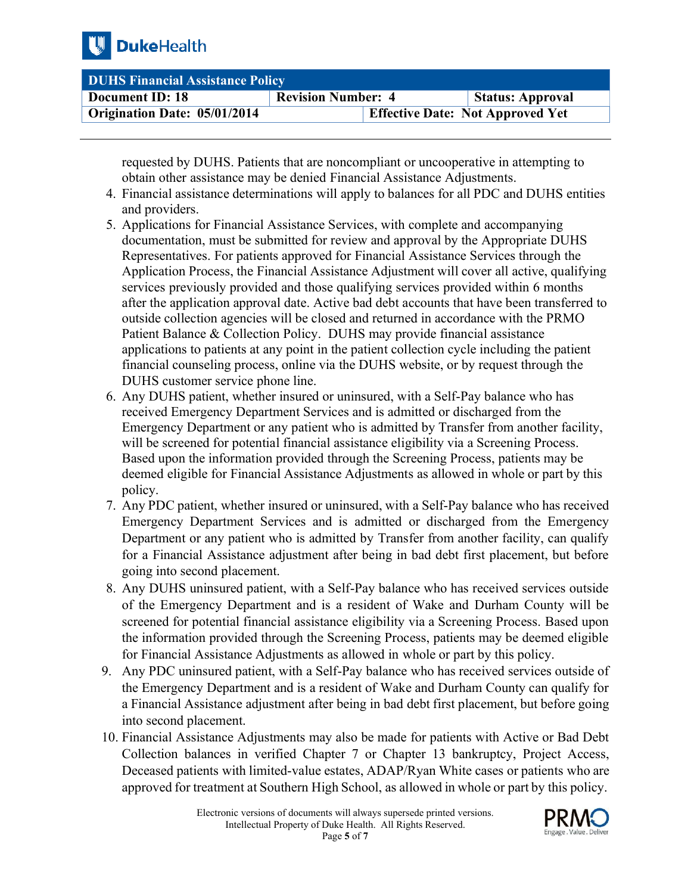requested by DUHS. Patients that are noncompliant or uncooperative in attempting to obtain other assistance may be denied Financial Assistance Adjustments.

4. Financial assistance determinations will apply to balances for all PDC and DUHS entities and providers.
5. Applications for Financial Assistance Services, with complete and accompanying documentation, must be submitted for review and approval by the Appropriate DUHS Representatives. For patients approved for Financial Assistance Services through the Application Process, the Financial Assistance Adjustment will cover all active, qualifying services previously provided and those qualifying services provided within 6 months after the application approval date. Active bad debt accounts that have been transferred to outside collection agencies will be closed and returned in accordance with the PRMO Patient Balance & Collection Policy. DUHS may provide financial assistance applications to patients at any point in the patient collection cycle including the patient financial counseling process, online via the DUHS website, or by request through the DUHS customer service phone line.
6. Any DUHS patient, whether insured or uninsured, with a Self-Pay balance who has received Emergency Department Services and is admitted or discharged from the Emergency Department or any patient who is admitted by Transfer from another facility, will be screened for potential financial assistance eligibility via a Screening Process. Based upon the information provided through the Screening Process, patients may be deemed eligible for Financial Assistance Adjustments as allowed in whole or part by this policy.
7. Any PDC patient, whether insured or uninsured, with a Self-Pay balance who has received Emergency Department Services and is admitted or discharged from the Emergency Department or any patient who is admitted by Transfer from another facility, can qualify for a Financial Assistance adjustment after being in bad debt first placement, but before going into second placement.
8. Any DUHS uninsured patient, with a Self-Pay balance who has received services outside of the Emergency Department and is a resident of Wake and Durham County will be screened for potential financial assistance eligibility via a Screening Process. Based upon the information provided through the Screening Process, patients may be deemed eligible for Financial Assistance Adjustments as allowed in whole or part by this policy.
9. Any PDC uninsured patient, with a Self-Pay balance who has received services outside of the Emergency Department and is a resident of Wake and Durham County can qualify for a Financial Assistance adjustment after being in bad debt first placement, but before going into second placement.
10. Financial Assistance Adjustments may also be made for patients with Active or Bad Debt Collection balances in verified Chapter 7 or Chapter 13 bankruptcy, Project Access, Deceased patients with limited-value estates, ADAP/Ryan White cases or patients who are approved for treatment at Southern High School, as allowed in whole or part by this policy.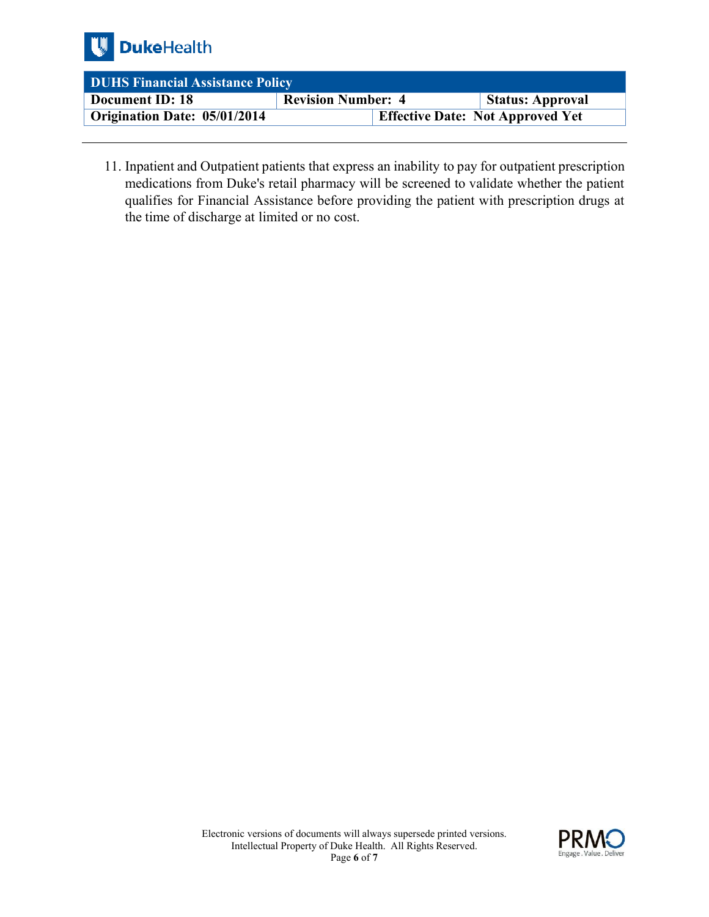11. Inpatient and Outpatient patients that express an inability to pay for outpatient prescription medications from Duke's retail pharmacy will be screened to validate whether the patient qualifies for Financial Assistance before providing the patient with prescription drugs at the time of discharge at limited or no cost.